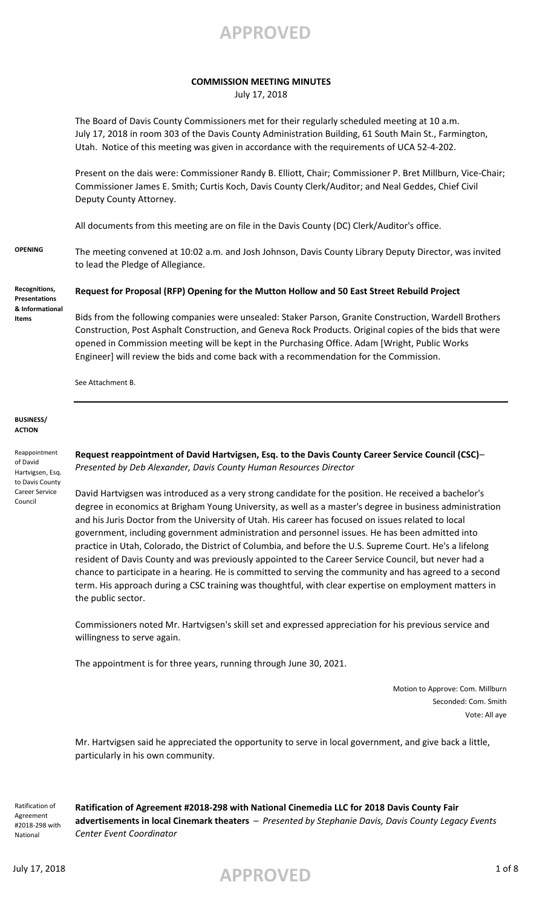**APPROVED**

## COMMISSION MEETING MINUTES

July 17, 2018

The Board of Davis County Commissioners met for their regularly scheduled meeting at 10 a.m. July 17, 2018 in room 303 of the Davis County Administration Building, 61 South Main St., Farmington, Utah. Notice of this meeting was given in accordance with the requirements of UCA 52-4-202.

Present on the dais were: Commissioner Randy B. Elliott, Chair; Commissioner P. Bret Millburn, Vice-Chair; Commissioner James E. Smith; Curtis Koch, Davis County Clerk/Auditor; and Neal Geddes, Chief Civil Deputy County Attorney.

All documents from this meeting are on file in the Davis County (DC) Clerk/Auditor's office.

**OPENING**

The meeting convened at 10:02 a.m. and Josh Johnson, Davis County Library Deputy Director, was invited to lead the Pledge of Allegiance.

**Recognitions, Presentations & Informational Items**

**Request for Proposal (RFP) Opening for the Mutton Hollow and 50 East Street Rebuild Project**

Bids from the following companies were unsealed: Staker Parson, Granite Construction, Wardell Brothers Construction, Post Asphalt Construction, and Geneva Rock Products. Original copies of the bids that were opened in Commission meeting will be kept in the Purchasing Office. Adam [Wright, Public Works Engineer] will review the bids and come back with a recommendation for the Commission.

See Attachment B.

---

**BUSINESS/ ACTION**

Reappointment of David Hartvigsen, Esq. to Davis County Career Service Council

**Request reappointment of David Hartvigsen, Esq. to the Davis County Career Service Council (CSC)**– *Presented by Deb Alexander, Davis County Human Resources Director*

David Hartvigsen was introduced as a very strong candidate for the position. He received a bachelor's degree in economics at Brigham Young University, as well as a master's degree in business administration and his Juris Doctor from the University of Utah. His career has focused on issues related to local government, including government administration and personnel issues. He has been admitted into practice in Utah, Colorado, the District of Columbia, and before the U.S. Supreme Court. He's a lifelong resident of Davis County and was previously appointed to the Career Service Council, but never had a chance to participate in a hearing. He is committed to serving the community and has agreed to a second term. His approach during a CSC training was thoughtful, with clear expertise on employment matters in the public sector.

Commissioners noted Mr. Hartvigsen's skill set and expressed appreciation for his previous service and willingness to serve again.

The appointment is for three years, running through June 30, 2021.

Motion to Approve: Com. Millburn
Seconded: Com. Smith
Vote: All aye

Mr. Hartvigsen said he appreciated the opportunity to serve in local government, and give back a little, particularly in his own community.

Ratification of Agreement #2018-298 with National

**Ratification of Agreement #2018-298 with National Cinemedia LLC for 2018 Davis County Fair advertisements in local Cinemark theaters** – *Presented by Stephanie Davis, Davis County Legacy Events Center Event Coordinator*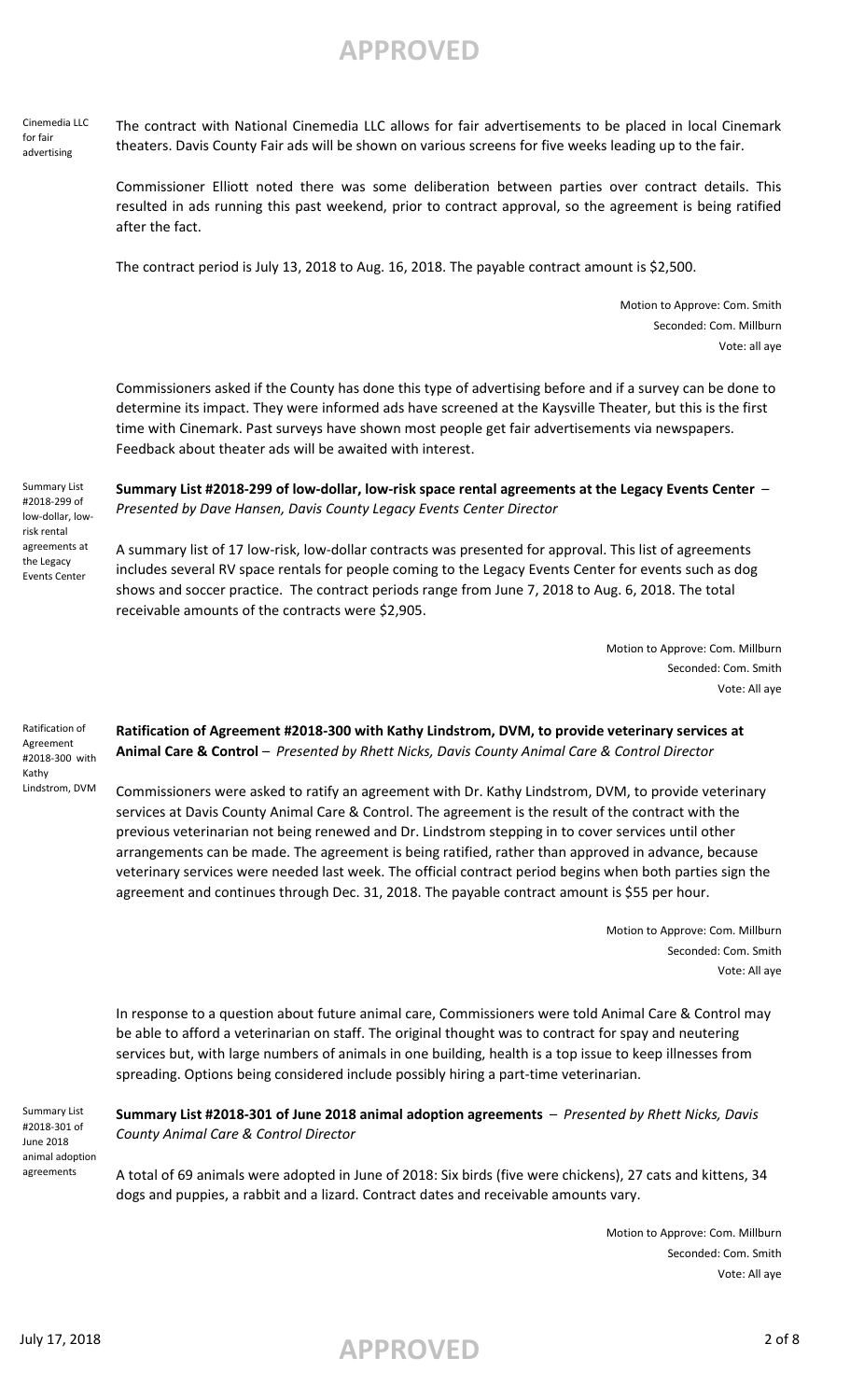Cinemedia LLC for fair advertising

The contract with National Cinemedia LLC allows for fair advertisements to be placed in local Cinemark theaters. Davis County Fair ads will be shown on various screens for five weeks leading up to the fair.

Commissioner Elliott noted there was some deliberation between parties over contract details. This resulted in ads running this past weekend, prior to contract approval, so the agreement is being ratified after the fact.

The contract period is July 13, 2018 to Aug. 16, 2018. The payable contract amount is $2,500.

Motion to Approve: Com. Smith
Seconded: Com. Millburn
Vote: all aye

Commissioners asked if the County has done this type of advertising before and if a survey can be done to determine its impact. They were informed ads have screened at the Kaysville Theater, but this is the first time with Cinemark. Past surveys have shown most people get fair advertisements via newspapers. Feedback about theater ads will be awaited with interest.

Summary List #2018-299 of low-dollar, low-risk rental agreements at the Legacy Events Center

**Summary List #2018-299 of low-dollar, low-risk space rental agreements at the Legacy Events Center** – *Presented by Dave Hansen, Davis County Legacy Events Center Director*

A summary list of 17 low-risk, low-dollar contracts was presented for approval. This list of agreements includes several RV space rentals for people coming to the Legacy Events Center for events such as dog shows and soccer practice. The contract periods range from June 7, 2018 to Aug. 6, 2018. The total receivable amounts of the contracts were $2,905.

Motion to Approve: Com. Millburn
Seconded: Com. Smith
Vote: All aye

Ratification of Agreement #2018-300 with Kathy Lindstrom, DVM

**Ratification of Agreement #2018-300 with Kathy Lindstrom, DVM, to provide veterinary services at Animal Care & Control** – *Presented by Rhett Nicks, Davis County Animal Care & Control Director*

Commissioners were asked to ratify an agreement with Dr. Kathy Lindstrom, DVM, to provide veterinary services at Davis County Animal Care & Control. The agreement is the result of the contract with the previous veterinarian not being renewed and Dr. Lindstrom stepping in to cover services until other arrangements can be made. The agreement is being ratified, rather than approved in advance, because veterinary services were needed last week. The official contract period begins when both parties sign the agreement and continues through Dec. 31, 2018. The payable contract amount is $55 per hour.

Motion to Approve: Com. Millburn
Seconded: Com. Smith
Vote: All aye

In response to a question about future animal care, Commissioners were told Animal Care & Control may be able to afford a veterinarian on staff. The original thought was to contract for spay and neutering services but, with large numbers of animals in one building, health is a top issue to keep illnesses from spreading. Options being considered include possibly hiring a part-time veterinarian.

Summary List #2018-301 of June 2018 animal adoption agreements

**Summary List #2018-301 of June 2018 animal adoption agreements** – *Presented by Rhett Nicks, Davis County Animal Care & Control Director*

A total of 69 animals were adopted in June of 2018: Six birds (five were chickens), 27 cats and kittens, 34 dogs and puppies, a rabbit and a lizard. Contract dates and receivable amounts vary.

Motion to Approve: Com. Millburn
Seconded: Com. Smith
Vote: All aye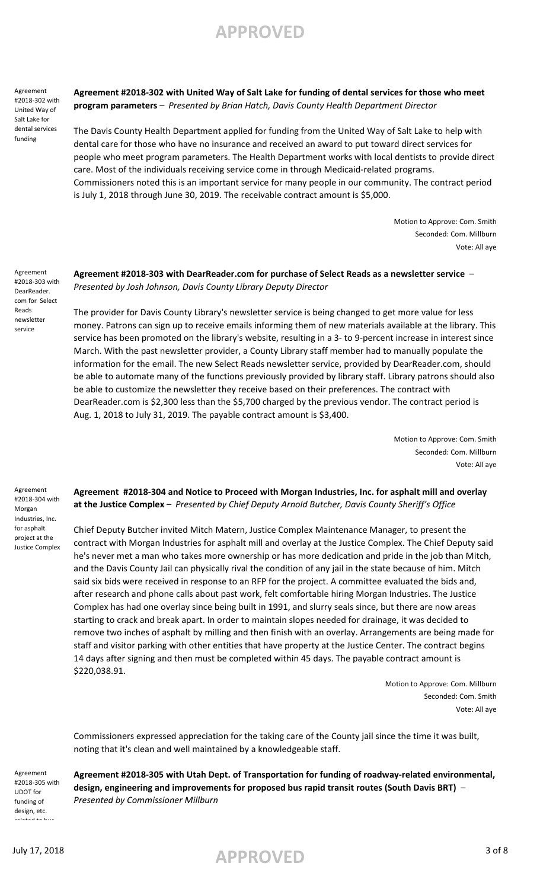Agreement #2018-302 with United Way of Salt Lake for dental services funding

**Agreement #2018-302 with United Way of Salt Lake for funding of dental services for those who meet program parameters** – *Presented by Brian Hatch, Davis County Health Department Director*

The Davis County Health Department applied for funding from the United Way of Salt Lake to help with dental care for those who have no insurance and received an award to put toward direct services for people who meet program parameters. The Health Department works with local dentists to provide direct care. Most of the individuals receiving service come in through Medicaid-related programs. Commissioners noted this is an important service for many people in our community. The contract period is July 1, 2018 through June 30, 2019. The receivable contract amount is $5,000.

Motion to Approve: Com. Smith
Seconded: Com. Millburn
Vote: All aye

Agreement #2018-303 with DearReader.com for Select Reads newsletter service

**Agreement #2018-303 with DearReader.com for purchase of Select Reads as a newsletter service** – *Presented by Josh Johnson, Davis County Library Deputy Director*

The provider for Davis County Library's newsletter service is being changed to get more value for less money. Patrons can sign up to receive emails informing them of new materials available at the library. This service has been promoted on the library's website, resulting in a 3- to 9-percent increase in interest since March. With the past newsletter provider, a County Library staff member had to manually populate the information for the email. The new Select Reads newsletter service, provided by DearReader.com, should be able to automate many of the functions previously provided by library staff. Library patrons should also be able to customize the newsletter they receive based on their preferences. The contract with DearReader.com is $2,300 less than the $5,700 charged by the previous vendor. The contract period is Aug. 1, 2018 to July 31, 2019. The payable contract amount is $3,400.

Motion to Approve: Com. Smith
Seconded: Com. Millburn
Vote: All aye

Agreement #2018-304 with Morgan Industries, Inc. for asphalt project at the Justice Complex

**Agreement #2018-304 and Notice to Proceed with Morgan Industries, Inc. for asphalt mill and overlay at the Justice Complex** – *Presented by Chief Deputy Arnold Butcher, Davis County Sheriff's Office*

Chief Deputy Butcher invited Mitch Matern, Justice Complex Maintenance Manager, to present the contract with Morgan Industries for asphalt mill and overlay at the Justice Complex. The Chief Deputy said he's never met a man who takes more ownership or has more dedication and pride in the job than Mitch, and the Davis County Jail can physically rival the condition of any jail in the state because of him. Mitch said six bids were received in response to an RFP for the project. A committee evaluated the bids and, after research and phone calls about past work, felt comfortable hiring Morgan Industries. The Justice Complex has had one overlay since being built in 1991, and slurry seals since, but there are now areas starting to crack and break apart. In order to maintain slopes needed for drainage, it was decided to remove two inches of asphalt by milling and then finish with an overlay. Arrangements are being made for staff and visitor parking with other entities that have property at the Justice Center. The contract begins 14 days after signing and then must be completed within 45 days. The payable contract amount is $220,038.91.

Motion to Approve: Com. Millburn
Seconded: Com. Smith
Vote: All aye

Commissioners expressed appreciation for the taking care of the County jail since the time it was built, noting that it's clean and well maintained by a knowledgeable staff.

Agreement #2018-305 with UDOT for funding of design, etc. related to bus

**Agreement #2018-305 with Utah Dept. of Transportation for funding of roadway-related environmental, design, engineering and improvements for proposed bus rapid transit routes (South Davis BRT)** – *Presented by Commissioner Millburn*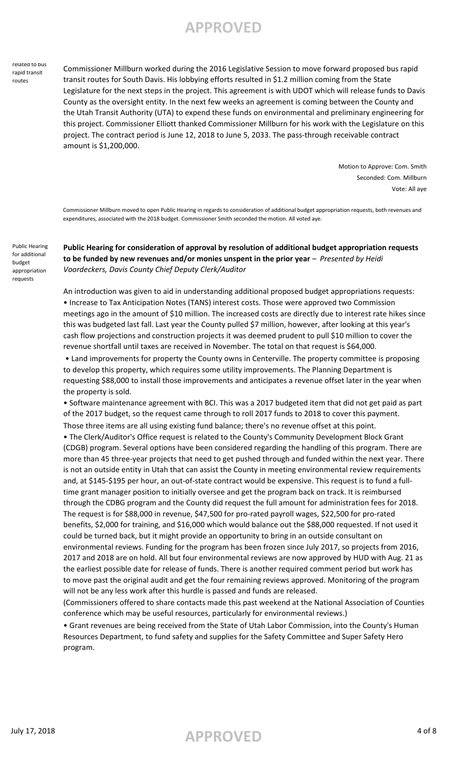related to bus rapid transit routes

Commissioner Millburn worked during the 2016 Legislative Session to move forward proposed bus rapid transit routes for South Davis. His lobbying efforts resulted in $1.2 million coming from the State Legislature for the next steps in the project. This agreement is with UDOT which will release funds to Davis County as the oversight entity. In the next few weeks an agreement is coming between the County and the Utah Transit Authority (UTA) to expend these funds on environmental and preliminary engineering for this project. Commissioner Elliott thanked Commissioner Millburn for his work with the Legislature on this project. The contract period is June 12, 2018 to June 5, 2033. The pass-through receivable contract amount is $1,200,000.

Motion to Approve: Com. Smith
Seconded: Com. Millburn
Vote: All aye

Commissioner Millburn moved to open Public Hearing in regards to consideration of additional budget appropriation requests, both revenues and expenditures, associated with the 2018 budget. Commissioner Smith seconded the motion. All voted aye.

Public Hearing for additional budget appropriation requests

**Public Hearing for consideration of approval by resolution of additional budget appropriation requests to be funded by new revenues and/or monies unspent in the prior year** – *Presented by Heidi Voordeckers, Davis County Chief Deputy Clerk/Auditor*

An introduction was given to aid in understanding additional proposed budget appropriations requests:

- Increase to Tax Anticipation Notes (TANS) interest costs. Those were approved two Commission meetings ago in the amount of $10 million. The increased costs are directly due to interest rate hikes since this was budgeted last fall. Last year the County pulled $7 million, however, after looking at this year's cash flow projections and construction projects it was deemed prudent to pull $10 million to cover the revenue shortfall until taxes are received in November. The total on that request is $64,000.
- Land improvements for property the County owns in Centerville. The property committee is proposing to develop this property, which requires some utility improvements. The Planning Department is requesting $88,000 to install those improvements and anticipates a revenue offset later in the year when the property is sold.
- Software maintenance agreement with BCI. This was a 2017 budgeted item that did not get paid as part of the 2017 budget, so the request came through to roll 2017 funds to 2018 to cover this payment.

Those three items are all using existing fund balance; there's no revenue offset at this point.

- The Clerk/Auditor's Office request is related to the County's Community Development Block Grant (CDGB) program. Several options have been considered regarding the handling of this program. There are more than 45 three-year projects that need to get pushed through and funded within the next year. There is not an outside entity in Utah that can assist the County in meeting environmental review requirements and, at $145-$195 per hour, an out-of-state contract would be expensive. This request is to fund a full-time grant manager position to initially oversee and get the program back on track. It is reimbursed through the CDBG program and the County did request the full amount for administration fees for 2018. The request is for $88,000 in revenue, $47,500 for pro-rated payroll wages, $22,500 for pro-rated benefits, $2,000 for training, and $16,000 which would balance out the $88,000 requested. If not used it could be turned back, but it might provide an opportunity to bring in an outside consultant on environmental reviews. Funding for the program has been frozen since July 2017, so projects from 2016, 2017 and 2018 are on hold. All but four environmental reviews are now approved by HUD with Aug. 21 as the earliest possible date for release of funds. There is another required comment period but work has to move past the original audit and get the four remaining reviews approved. Monitoring of the program will not be any less work after this hurdle is passed and funds are released.

(Commissioners offered to share contacts made this past weekend at the National Association of Counties conference which may be useful resources, particularly for environmental reviews.)

- Grant revenues are being received from the State of Utah Labor Commission, into the County's Human Resources Department, to fund safety and supplies for the Safety Committee and Super Safety Hero program.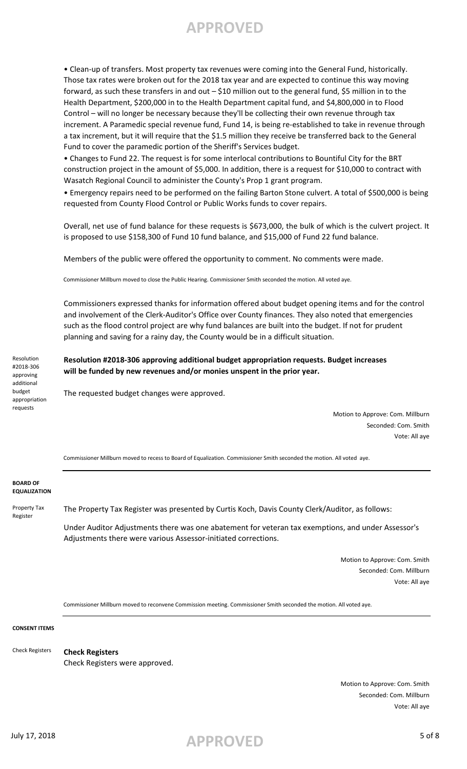• Clean-up of transfers. Most property tax revenues were coming into the General Fund, historically. Those tax rates were broken out for the 2018 tax year and are expected to continue this way moving forward, as such these transfers in and out – $10 million out to the general fund, $5 million in to the Health Department, $200,000 in to the Health Department capital fund, and $4,800,000 in to Flood Control – will no longer be necessary because they'll be collecting their own revenue through tax increment. A Paramedic special revenue fund, Fund 14, is being re-established to take in revenue through a tax increment, but it will require that the $1.5 million they receive be transferred back to the General Fund to cover the paramedic portion of the Sheriff's Services budget.

• Changes to Fund 22. The request is for some interlocal contributions to Bountiful City for the BRT construction project in the amount of $5,000. In addition, there is a request for $10,000 to contract with Wasatch Regional Council to administer the County's Prop 1 grant program.

• Emergency repairs need to be performed on the failing Barton Stone culvert. A total of $500,000 is being requested from County Flood Control or Public Works funds to cover repairs.

Overall, net use of fund balance for these requests is $673,000, the bulk of which is the culvert project. It is proposed to use $158,300 of Fund 10 fund balance, and $15,000 of Fund 22 fund balance.

Members of the public were offered the opportunity to comment. No comments were made.

Commissioner Millburn moved to close the Public Hearing. Commissioner Smith seconded the motion. All voted aye.

Commissioners expressed thanks for information offered about budget opening items and for the control and involvement of the Clerk-Auditor's Office over County finances. They also noted that emergencies such as the flood control project are why fund balances are built into the budget. If not for prudent planning and saving for a rainy day, the County would be in a difficult situation.

Resolution #2018-306 approving additional budget appropriation requests

**Resolution #2018-306 approving additional budget appropriation requests. Budget increases will be funded by new revenues and/or monies unspent in the prior year.**

The requested budget changes were approved.

Motion to Approve: Com. Millburn
Seconded: Com. Smith
Vote: All aye

Commissioner Millburn moved to recess to Board of Equalization. Commissioner Smith seconded the motion. All voted aye.

**BOARD OF EQUALIZATION**

Property Tax Register

The Property Tax Register was presented by Curtis Koch, Davis County Clerk/Auditor, as follows:

Under Auditor Adjustments there was one abatement for veteran tax exemptions, and under Assessor's Adjustments there were various Assessor-initiated corrections.

Motion to Approve: Com. Smith
Seconded: Com. Millburn
Vote: All aye

Commissioner Millburn moved to reconvene Commission meeting. Commissioner Smith seconded the motion. All voted aye.

**CONSENT ITEMS**

Check Registers

**Check Registers**
Check Registers were approved.

Motion to Approve: Com. Smith
Seconded: Com. Millburn
Vote: All aye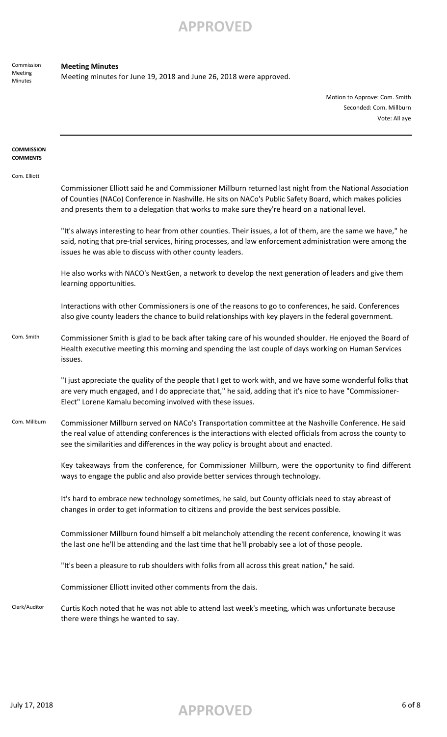Commission Meeting Minutes

**Meeting Minutes**

Meeting minutes for June 19, 2018 and June 26, 2018 were approved.

Motion to Approve: Com. Smith
Seconded: Com. Millburn
Vote: All aye

---

**COMMISSION COMMENTS**

Com. Elliott

Commissioner Elliott said he and Commissioner Millburn returned last night from the National Association of Counties (NACo) Conference in Nashville. He sits on NACo's Public Safety Board, which makes policies and presents them to a delegation that works to make sure they're heard on a national level.

"It's always interesting to hear from other counties. Their issues, a lot of them, are the same we have," he said, noting that pre-trial services, hiring processes, and law enforcement administration were among the issues he was able to discuss with other county leaders.

He also works with NACO's NextGen, a network to develop the next generation of leaders and give them learning opportunities.

Interactions with other Commissioners is one of the reasons to go to conferences, he said. Conferences also give county leaders the chance to build relationships with key players in the federal government.

Com. Smith

Commissioner Smith is glad to be back after taking care of his wounded shoulder. He enjoyed the Board of Health executive meeting this morning and spending the last couple of days working on Human Services issues.

"I just appreciate the quality of the people that I get to work with, and we have some wonderful folks that are very much engaged, and I do appreciate that," he said, adding that it's nice to have "Commissioner-Elect" Lorene Kamalu becoming involved with these issues.

Com. Millburn

Commissioner Millburn served on NACo's Transportation committee at the Nashville Conference. He said the real value of attending conferences is the interactions with elected officials from across the county to see the similarities and differences in the way policy is brought about and enacted.

Key takeaways from the conference, for Commissioner Millburn, were the opportunity to find different ways to engage the public and also provide better services through technology.

It's hard to embrace new technology sometimes, he said, but County officials need to stay abreast of changes in order to get information to citizens and provide the best services possible.

Commissioner Millburn found himself a bit melancholy attending the recent conference, knowing it was the last one he'll be attending and the last time that he'll probably see a lot of those people.

"It's been a pleasure to rub shoulders with folks from all across this great nation," he said.

Commissioner Elliott invited other comments from the dais.

Clerk/Auditor

Curtis Koch noted that he was not able to attend last week's meeting, which was unfortunate because there were things he wanted to say.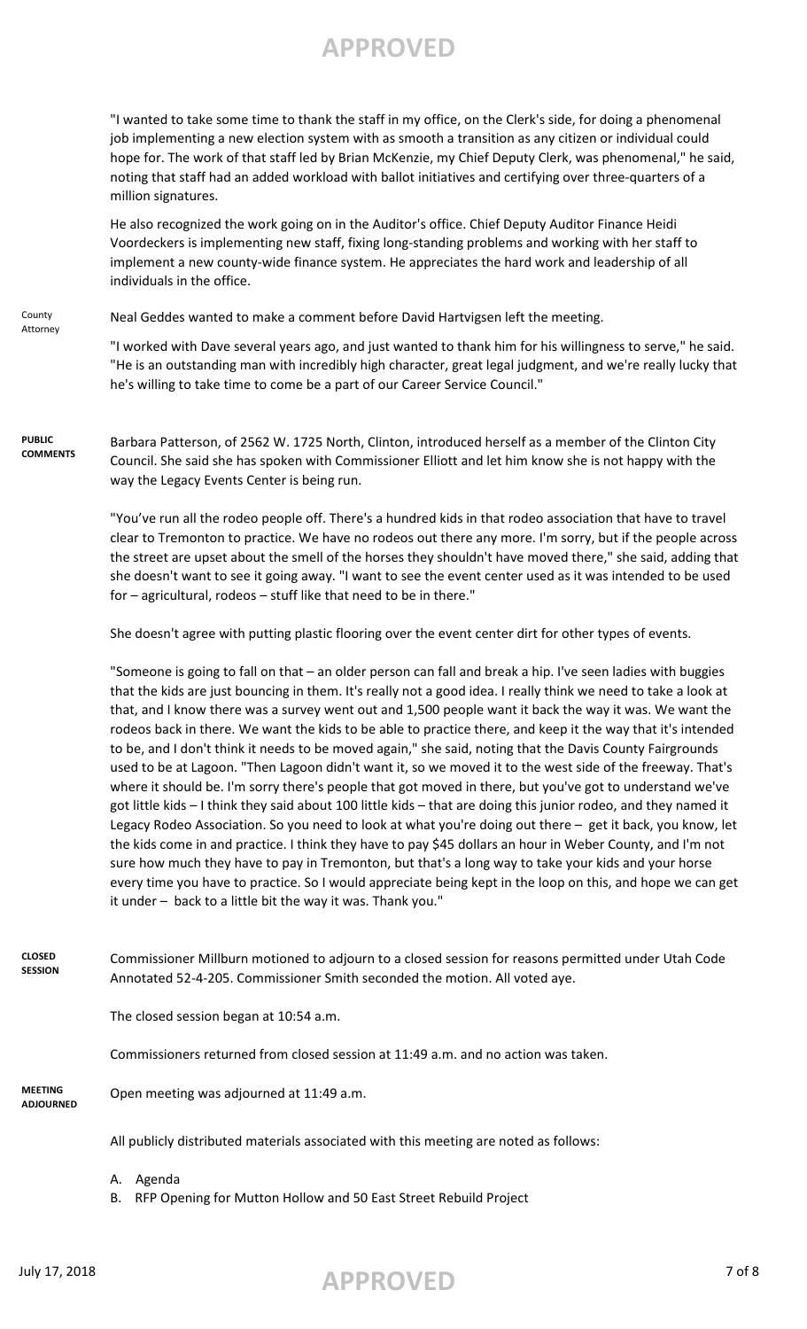"I wanted to take some time to thank the staff in my office, on the Clerk's side, for doing a phenomenal job implementing a new election system with as smooth a transition as any citizen or individual could hope for. The work of that staff led by Brian McKenzie, my Chief Deputy Clerk, was phenomenal," he said, noting that staff had an added workload with ballot initiatives and certifying over three-quarters of a million signatures.

He also recognized the work going on in the Auditor's office. Chief Deputy Auditor Finance Heidi Voordeckers is implementing new staff, fixing long-standing problems and working with her staff to implement a new county-wide finance system. He appreciates the hard work and leadership of all individuals in the office.

County Attorney

Neal Geddes wanted to make a comment before David Hartvigsen left the meeting.

"I worked with Dave several years ago, and just wanted to thank him for his willingness to serve," he said. "He is an outstanding man with incredibly high character, great legal judgment, and we're really lucky that he's willing to take time to come be a part of our Career Service Council."

**PUBLIC COMMENTS**

Barbara Patterson, of 2562 W. 1725 North, Clinton, introduced herself as a member of the Clinton City Council. She said she has spoken with Commissioner Elliott and let him know she is not happy with the way the Legacy Events Center is being run.

"You've run all the rodeo people off. There's a hundred kids in that rodeo association that have to travel clear to Tremonton to practice. We have no rodeos out there any more. I'm sorry, but if the people across the street are upset about the smell of the horses they shouldn't have moved there," she said, adding that she doesn't want to see it going away. "I want to see the event center used as it was intended to be used for – agricultural, rodeos – stuff like that need to be in there."

She doesn't agree with putting plastic flooring over the event center dirt for other types of events.

"Someone is going to fall on that – an older person can fall and break a hip. I've seen ladies with buggies that the kids are just bouncing in them. It's really not a good idea. I really think we need to take a look at that, and I know there was a survey went out and 1,500 people want it back the way it was. We want the rodeos back in there. We want the kids to be able to practice there, and keep it the way that it's intended to be, and I don't think it needs to be moved again," she said, noting that the Davis County Fairgrounds used to be at Lagoon. "Then Lagoon didn't want it, so we moved it to the west side of the freeway. That's where it should be. I'm sorry there's people that got moved in there, but you've got to understand we've got little kids – I think they said about 100 little kids – that are doing this junior rodeo, and they named it Legacy Rodeo Association. So you need to look at what you're doing out there – get it back, you know, let the kids come in and practice. I think they have to pay $45 dollars an hour in Weber County, and I'm not sure how much they have to pay in Tremonton, but that's a long way to take your kids and your horse every time you have to practice. So I would appreciate being kept in the loop on this, and hope we can get it under – back to a little bit the way it was. Thank you."

**CLOSED SESSION**

Commissioner Millburn motioned to adjourn to a closed session for reasons permitted under Utah Code Annotated 52-4-205. Commissioner Smith seconded the motion. All voted aye.

The closed session began at 10:54 a.m.

Commissioners returned from closed session at 11:49 a.m. and no action was taken.

**MEETING ADJOURNED**

Open meeting was adjourned at 11:49 a.m.

All publicly distributed materials associated with this meeting are noted as follows:

A. Agenda
B. RFP Opening for Mutton Hollow and 50 East Street Rebuild Project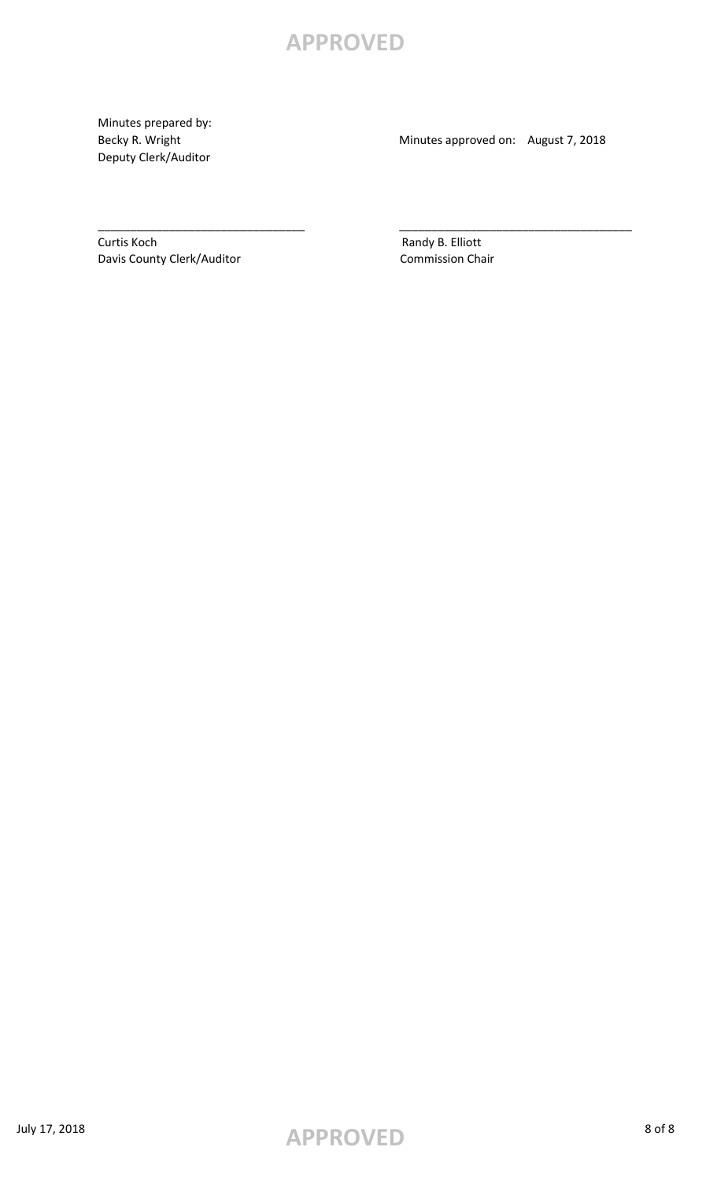APPROVED

Minutes prepared by:
Becky R. Wright
Deputy Clerk/Auditor

Minutes approved on: August 7, 2018

\_\_\_\_\_\_\_\_\_\_\_\_\_\_\_\_\_\_\_\_\_\_\_\_\_\_\_\_\_\_\_\_
Curtis Koch
Davis County Clerk/Auditor

\_\_\_\_\_\_\_\_\_\_\_\_\_\_\_\_\_\_\_\_\_\_\_\_\_\_\_\_\_\_\_\_\_\_\_\_
Randy B. Elliott
Commission Chair